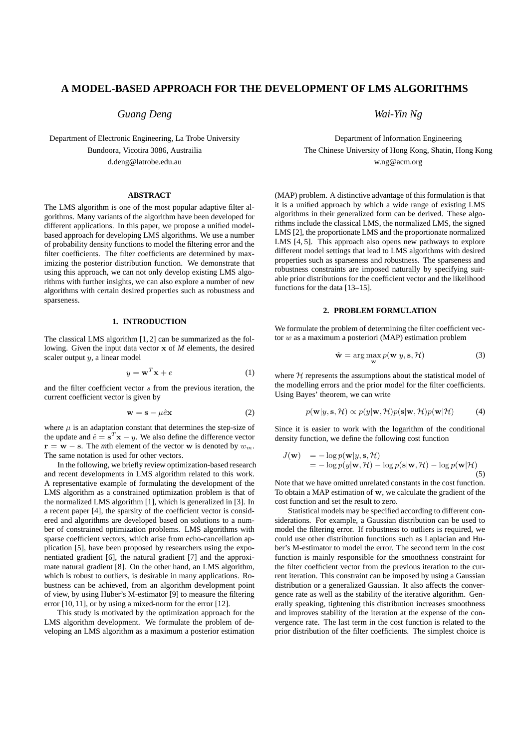# A MODEL-BASED APPROACH FOR THE DEVELOPMENT OF LMS ALGORITHMS

*Guang Deng*

Department of Electronic Engineering, La Trobe University
Bundoora, Vicotira 3086, Austrailia
d.deng@latrobe.edu.au

*Wai-Yin Ng*

Department of Information Engineering
The Chinese University of Hong Kong, Shatin, Hong Kong
w.ng@acm.org

## ABSTRACT

The LMS algorithm is one of the most popular adaptive filter algorithms. Many variants of the algorithm have been developed for different applications. In this paper, we propose a unified model-based approach for developing LMS algorithms. We use a number of probability density functions to model the filtering error and the filter coefficients. The filter coefficients are determined by maximizing the posterior distribution function. We demonstrate that using this approach, we can not only develop existing LMS algorithms with further insights, we can also explore a number of new algorithms with certain desired properties such as robustness and sparseness.

## 1. INTRODUCTION

The classical LMS algorithm [1, 2] can be summarized as the following. Given the input data vector $\mathbf{x}$ of *M* elements, the desired scaler output $y$, a linear model

$$y = \mathbf{w}^T\mathbf{x} + e \tag{1}$$

and the filter coefficient vector $s$ from the previous iteration, the current coefficient vector is given by

$$\mathbf{w} = \mathbf{s} - \mu\hat{e}\mathbf{x} \tag{2}$$

where $\mu$ is an adaptation constant that determines the step-size of the update and $\hat{e} = \mathbf{s}^T\mathbf{x} - y$. We also define the difference vector $\mathbf{r} = \mathbf{w} - \mathbf{s}$. The *m*th element of the vector $\mathbf{w}$ is denoted by $w_m$. The same notation is used for other vectors.

In the following, we briefly review optimization-based research and recent developments in LMS algorithm related to this work. A representative example of formulating the development of the LMS algorithm as a constrained optimization problem is that of the normalized LMS algorithm [1], which is generalized in [3]. In a recent paper [4], the sparsity of the coefficient vector is considered and algorithms are developed based on solutions to a number of constrained optimization problems. LMS algorithms with sparse coefficient vectors, which arise from echo-cancellation application [5], have been proposed by researchers using the exponentiated gradient [6], the natural gradient [7] and the approximate natural gradient [8]. On the other hand, an LMS algorithm, which is robust to outliers, is desirable in many applications. Robustness can be achieved, from an algorithm development point of view, by using Huber's M-estimator [9] to measure the filtering error [10, 11], or by using a mixed-norm for the error [12].

This study is motivated by the optimization approach for the LMS algorithm development. We formulate the problem of developing an LMS algorithm as a maximum a posterior estimation (MAP) problem. A distinctive advantage of this formulation is that it is a unified approach by which a wide range of existing LMS algorithms in their generalized form can be derived. These algorithms include the classical LMS, the normalized LMS, the signed LMS [2], the proportionate LMS and the proportionate normalized LMS [4, 5]. This approach also opens new pathways to explore different model settings that lead to LMS algorithms with desired properties such as sparseness and robustness. The sparseness and robustness constraints are imposed naturally by specifying suitable prior distributions for the coefficient vector and the likelihood functions for the data [13–15].

## 2. PROBLEM FORMULATION

We formulate the problem of determining the filter coefficient vector $w$ as a maximum a posteriori (MAP) estimation problem

$$\hat{\mathbf{w}} = \arg\max_{\mathbf{w}} p(\mathbf{w}|y, \mathbf{s}, \mathcal{H}) \tag{3}$$

where $\mathcal{H}$ represents the assumptions about the statistical model of the modelling errors and the prior model for the filter coefficients. Using Bayes' theorem, we can write

$$p(\mathbf{w}|y, \mathbf{s}, \mathcal{H}) \propto p(y|\mathbf{w}, \mathcal{H})p(\mathbf{s}|\mathbf{w}, \mathcal{H})p(\mathbf{w}|\mathcal{H}) \tag{4}$$

Since it is easier to work with the logarithm of the conditional density function, we define the following cost function

$$\begin{aligned} J(\mathbf{w}) &= -\log p(\mathbf{w}|y, \mathbf{s}, \mathcal{H}) \\ &= -\log p(y|\mathbf{w}, \mathcal{H}) - \log p(\mathbf{s}|\mathbf{w}, \mathcal{H}) - \log p(\mathbf{w}|\mathcal{H}) \end{aligned} \tag{5}$$

Note that we have omitted unrelated constants in the cost function. To obtain a MAP estimation of $\mathbf{w}$, we calculate the gradient of the cost function and set the result to zero.

Statistical models may be specified according to different considerations. For example, a Gaussian distribution can be used to model the filtering error. If robustness to outliers is required, we could use other distribution functions such as Laplacian and Huber's M-estimator to model the error. The second term in the cost function is mainly responsible for the smoothness constraint for the filter coefficient vector from the previous iteration to the current iteration. This constraint can be imposed by using a Gaussian distribution or a generalized Gaussian. It also affects the convergence rate as well as the stability of the iterative algorithm. Generally speaking, tightening this distribution increases smoothness and improves stability of the iteration at the expense of the convergence rate. The last term in the cost function is related to the prior distribution of the filter coefficients. The simplest choice is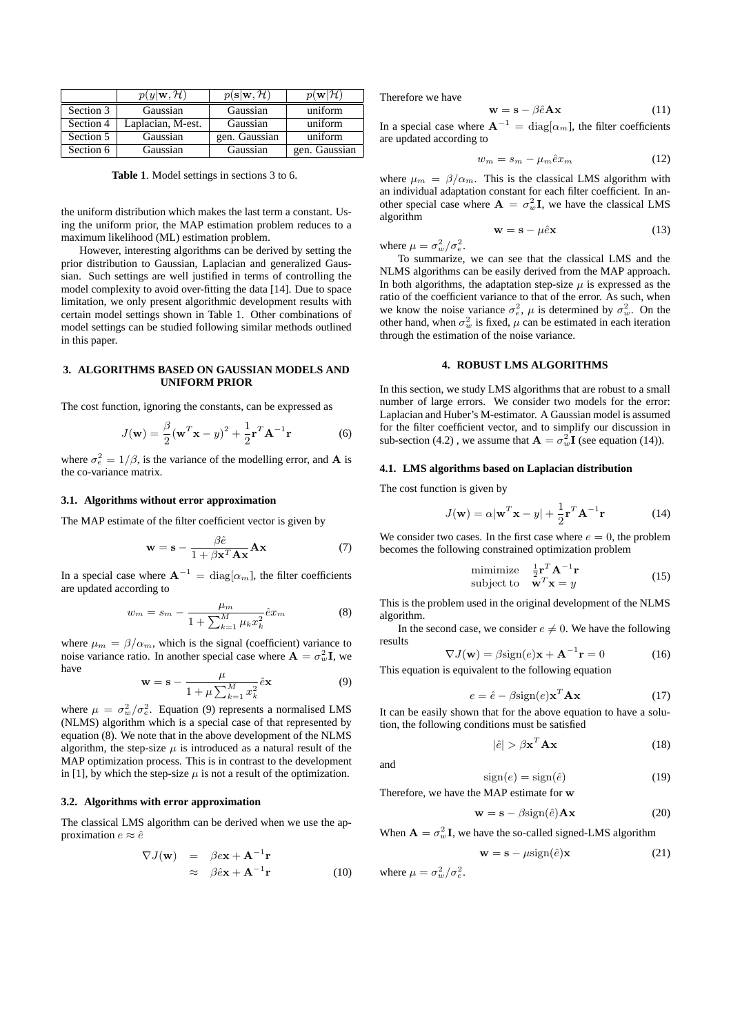|  | $p(y\|\mathbf{w}, \mathcal{H})$ | $p(\mathbf{s}\|\mathbf{w}, \mathcal{H})$ | $p(\mathbf{w}\|\mathcal{H})$ |
|---|---|---|---|
| Section 3 | Gaussian | Gaussian | uniform |
| Section 4 | Laplacian, M-est. | Gaussian | uniform |
| Section 5 | Gaussian | gen. Gaussian | uniform |
| Section 6 | Gaussian | Gaussian | gen. Gaussian |

**Table 1**. Model settings in sections 3 to 6.

the uniform distribution which makes the last term a constant. Using the uniform prior, the MAP estimation problem reduces to a maximum likelihood (ML) estimation problem.

However, interesting algorithms can be derived by setting the prior distribution to Gaussian, Laplacian and generalized Gaussian. Such settings are well justified in terms of controlling the model complexity to avoid over-fitting the data [14]. Due to space limitation, we only present algorithmic development results with certain model settings shown in Table 1. Other combinations of model settings can be studied following similar methods outlined in this paper.

## 3. ALGORITHMS BASED ON GAUSSIAN MODELS AND UNIFORM PRIOR

The cost function, ignoring the constants, can be expressed as

$$J(\mathbf{w}) = \frac{\beta}{2}(\mathbf{w}^T\mathbf{x} - y)^2 + \frac{1}{2}\mathbf{r}^T\mathbf{A}^{-1}\mathbf{r} \tag{6}$$

where $\sigma_e^2 = 1/\beta$, is the variance of the modelling error, and $\mathbf{A}$ is the co-variance matrix.

### 3.1. Algorithms without error approximation

The MAP estimate of the filter coefficient vector is given by

$$\mathbf{w} = \mathbf{s} - \frac{\beta\hat{e}}{1 + \beta\mathbf{x}^T\mathbf{A}\mathbf{x}}\mathbf{A}\mathbf{x} \tag{7}$$

In a special case where $\mathbf{A}^{-1} = \mathrm{diag}[\alpha_m]$, the filter coefficients are updated according to

$$w_m = s_m - \frac{\mu_m}{1 + \sum_{k=1}^{M}\mu_k x_k^2}\hat{e}x_m \tag{8}$$

where $\mu_m = \beta/\alpha_m$, which is the signal (coefficient) variance to noise variance ratio. In another special case where $\mathbf{A} = \sigma_w^2\mathbf{I}$, we have

$$\mathbf{w} = \mathbf{s} - \frac{\mu}{1 + \mu\sum_{k=1}^{M}x_k^2}\hat{e}\mathbf{x} \tag{9}$$

where $\mu = \sigma_w^2/\sigma_e^2$. Equation (9) represents a normalised LMS (NLMS) algorithm which is a special case of that represented by equation (8). We note that in the above development of the NLMS algorithm, the step-size $\mu$ is introduced as a natural result of the MAP optimization process. This is in contrast to the development in [1], by which the step-size $\mu$ is not a result of the optimization.

### 3.2. Algorithms with error approximation

The classical LMS algorithm can be derived when we use the approximation $e \approx \hat{e}$

$$\begin{aligned}\nabla J(\mathbf{w}) &= \beta e\mathbf{x} + \mathbf{A}^{-1}\mathbf{r} \\ &\approx \beta\hat{e}\mathbf{x} + \mathbf{A}^{-1}\mathbf{r}\end{aligned} \tag{10}$$

Therefore we have

$$\mathbf{w} = \mathbf{s} - \beta\hat{e}\mathbf{A}\mathbf{x} \tag{11}$$

In a special case where $\mathbf{A}^{-1} = \mathrm{diag}[\alpha_m]$, the filter coefficients are updated according to

$$w_m = s_m - \mu_m\hat{e}x_m \tag{12}$$

where $\mu_m = \beta/\alpha_m$. This is the classical LMS algorithm with an individual adaptation constant for each filter coefficient. In another special case where $\mathbf{A} = \sigma_w^2\mathbf{I}$, we have the classical LMS algorithm

$$\mathbf{w} = \mathbf{s} - \mu\hat{e}\mathbf{x} \tag{13}$$

where $\mu = \sigma_w^2/\sigma_e^2$.

To summarize, we can see that the classical LMS and the NLMS algorithms can be easily derived from the MAP approach. In both algorithms, the adaptation step-size $\mu$ is expressed as the ratio of the coefficient variance to that of the error. As such, when we know the noise variance $\sigma_e^2$, $\mu$ is determined by $\sigma_w^2$. On the other hand, when $\sigma_w^2$ is fixed, $\mu$ can be estimated in each iteration through the estimation of the noise variance.

## 4. ROBUST LMS ALGORITHMS

In this section, we study LMS algorithms that are robust to a small number of large errors. We consider two models for the error: Laplacian and Huber's M-estimator. A Gaussian model is assumed for the filter coefficient vector, and to simplify our discussion in sub-section (4.2) , we assume that $\mathbf{A} = \sigma_w^2\mathbf{I}$ (see equation (14)).

### 4.1. LMS algorithms based on Laplacian distribution

The cost function is given by

$$J(\mathbf{w}) = \alpha|\mathbf{w}^T\mathbf{x} - y| + \frac{1}{2}\mathbf{r}^T\mathbf{A}^{-1}\mathbf{r} \tag{14}$$

We consider two cases. In the first case where $e = 0$, the problem becomes the following constrained optimization problem

$$\begin{aligned}&\text{mimimize} \quad \tfrac{1}{2}\mathbf{r}^T\mathbf{A}^{-1}\mathbf{r} \\ &\text{subject to} \quad \mathbf{w}^T\mathbf{x} = y\end{aligned} \tag{15}$$

This is the problem used in the original development of the NLMS algorithm.

In the second case, we consider $e \neq 0$. We have the following results

$$\nabla J(\mathbf{w}) = \beta\mathrm{sign}(e)\mathbf{x} + \mathbf{A}^{-1}\mathbf{r} = 0 \tag{16}$$

This equation is equivalent to the following equation

$$e = \hat{e} - \beta\mathrm{sign}(e)\mathbf{x}^T\mathbf{A}\mathbf{x} \tag{17}$$

It can be easily shown that for the above equation to have a solution, the following conditions must be satisfied

$$|\hat{e}| > \beta\mathbf{x}^T\mathbf{A}\mathbf{x} \tag{18}$$

and

$$\mathrm{sign}(e) = \mathrm{sign}(\hat{e}) \tag{19}$$

Therefore, we have the MAP estimate for $\mathbf{w}$

$$\mathbf{w} = \mathbf{s} - \beta\mathrm{sign}(\hat{e})\mathbf{A}\mathbf{x} \tag{20}$$

When $\mathbf{A} = \sigma_w^2\mathbf{I}$, we have the so-called signed-LMS algorithm

$$\mathbf{w} = \mathbf{s} - \mu\mathrm{sign}(\hat{e})\mathbf{x} \tag{21}$$

where $\mu = \sigma_w^2/\sigma_e^2$.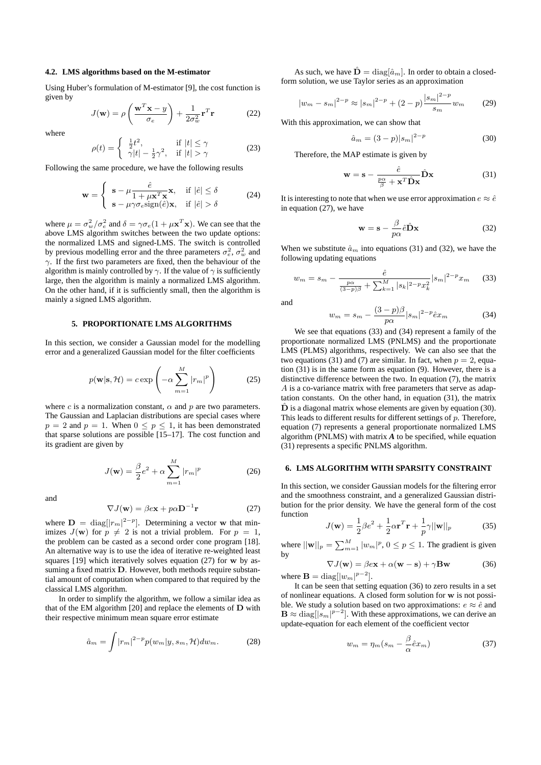### 4.2. LMS algorithms based on the M-estimator

Using Huber's formulation of M-estimator [9], the cost function is given by

$$J(\mathbf{w}) = \rho\left(\frac{\mathbf{w}^T\mathbf{x} - y}{\sigma_e}\right) + \frac{1}{2\sigma_w^2}\mathbf{r}^T\mathbf{r} \tag{22}$$

where

$$\rho(t) = \begin{cases} \frac{1}{2}t^2, & \text{if } |t| \leq \gamma \\ \gamma|t| - \frac{1}{2}\gamma^2, & \text{if } |t| > \gamma \end{cases} \tag{23}$$

Following the same procedure, we have the following results

$$\mathbf{w} = \begin{cases} \mathbf{s} - \mu\dfrac{\hat{e}}{1 + \mu\mathbf{x}^T\mathbf{x}}\mathbf{x}, & \text{if } |\hat{e}| \leq \delta \\ \mathbf{s} - \mu\gamma\sigma_e \text{sign}(\hat{e})\mathbf{x}, & \text{if } |\hat{e}| > \delta \end{cases} \tag{24}$$

where $\mu = \sigma_w^2/\sigma_e^2$ and $\delta = \gamma\sigma_e(1 + \mu\mathbf{x}^T\mathbf{x})$. We can see that the above LMS algorithm switches between the two update options: the normalized LMS and signed-LMS. The switch is controlled by previous modelling error and the three parameters $\sigma_e^2$, $\sigma_w^2$ and $\gamma$. If the first two parameters are fixed, then the behaviour of the algorithm is mainly controlled by $\gamma$. If the value of $\gamma$ is sufficiently large, then the algorithm is mainly a normalized LMS algorithm. On the other hand, if it is sufficiently small, then the algorithm is mainly a signed LMS algorithm.

## 5. PROPORTIONATE LMS ALGORITHMS

In this section, we consider a Gaussian model for the modelling error and a generalized Gaussian model for the filter coefficients

$$p(\mathbf{w}|\mathbf{s}, \mathcal{H}) = c\exp\left(-\alpha\sum_{m=1}^{M}|r_m|^p\right) \tag{25}$$

where $c$ is a normalization constant, $\alpha$ and $p$ are two parameters. The Gaussian and Laplacian distributions are special cases where $p = 2$ and $p = 1$. When $0 \leq p \leq 1$, it has been demonstrated that sparse solutions are possible [15–17]. The cost function and its gradient are given by

$$J(\mathbf{w}) = \frac{\beta}{2}e^2 + \alpha\sum_{m=1}^{M}|r_m|^p \tag{26}$$

and

$$\nabla J(\mathbf{w}) = \beta e\mathbf{x} + p\alpha\mathbf{D}^{-1}\mathbf{r} \tag{27}$$

where $\mathbf{D} = \text{diag}[|r_m|^{2-p}]$. Determining a vector $\mathbf{w}$ that minimizes $J(\mathbf{w})$ for $p \neq 2$ is not a trivial problem. For $p = 1$, the problem can be casted as a second order cone program [18]. An alternative way is to use the idea of iterative re-weighted least squares [19] which iteratively solves equation (27) for $\mathbf{w}$ by assuming a fixed matrix $\mathbf{D}$. However, both methods require substantial amount of computation when compared to that required by the classical LMS algorithm.

In order to simplify the algorithm, we follow a similar idea as that of the EM algorithm [20] and replace the elements of $\mathbf{D}$ with their respective minimum mean square error estimate

$$\hat{a}_m = \int |r_m|^{2-p}p(w_m|y, s_m, \mathcal{H})dw_m. \tag{28}$$

As such, we have $\hat{\mathbf{D}} = \text{diag}[\hat{a}_m]$. In order to obtain a closed-form solution, we use Taylor series as an approximation

$$|w_m - s_m|^{2-p} \approx |s_m|^{2-p} + (2-p)\frac{|s_m|^{2-p}}{s_m}w_m \tag{29}$$

With this approximation, we can show that

$$\hat{a}_m = (3-p)|s_m|^{2-p} \tag{30}$$

Therefore, the MAP estimate is given by

$$\mathbf{w} = \mathbf{s} - \frac{\hat{e}}{\frac{p\alpha}{\beta} + \mathbf{x}^T\hat{\mathbf{D}}\mathbf{x}}\hat{\mathbf{D}}\mathbf{x} \tag{31}$$

It is interesting to note that when we use error approximation $e \approx \hat{e}$ in equation (27), we have

$$\mathbf{w} = \mathbf{s} - \frac{\beta}{p\alpha}\hat{e}\hat{\mathbf{D}}\mathbf{x} \tag{32}$$

When we substitute $\hat{a}_m$ into equations (31) and (32), we have the following updating equations

$$w_m = s_m - \frac{\hat{e}}{\frac{p\alpha}{(3-p)\beta} + \sum_{k=1}^{M}|s_k|^{2-p}x_k^2}|s_m|^{2-p}x_m \tag{33}$$

and

$$w_m = s_m - \frac{(3-p)\beta}{p\alpha}|s_m|^{2-p}\hat{e}x_m \tag{34}$$

We see that equations (33) and (34) represent a family of the proportionate normalized LMS (PNLMS) and the proportionate LMS (PLMS) algorithms, respectively. We can also see that the two equations (31) and (7) are similar. In fact, when $p = 2$, equation (31) is in the same form as equation (9). However, there is a distinctive difference between the two. In equation (7), the matrix $A$ is a co-variance matrix with free parameters that serve as adaptation constants. On the other hand, in equation (31), the matrix $\hat{\mathbf{D}}$ is a diagonal matrix whose elements are given by equation (30). This leads to different results for different settings of $p$. Therefore, equation (7) represents a general proportionate normalized LMS algorithm (PNLMS) with matrix $\boldsymbol{A}$ to be specified, while equation (31) represents a specific PNLMS algorithm.

## 6. LMS ALGORITHM WITH SPARSITY CONSTRAINT

In this section, we consider Gaussian models for the filtering error and the smoothness constraint, and a generalized Gaussian distribution for the prior density. We have the general form of the cost function

$$J(\mathbf{w}) = \frac{1}{2}\beta e^2 + \frac{1}{2}\alpha\mathbf{r}^T\mathbf{r} + \frac{1}{p}\gamma||\mathbf{w}||_p \tag{35}$$

where $||\mathbf{w}||_p = \sum_{m=1}^{M}|w_m|^p$, $0 \leq p \leq 1$. The gradient is given by

$$\nabla J(\mathbf{w}) = \beta e\mathbf{x} + \alpha(\mathbf{w} - \mathbf{s}) + \gamma\mathbf{B}\mathbf{w} \tag{36}$$

where $\mathbf{B} = \text{diag}[|w_m|^{p-2}]$.

It can be seen that setting equation (36) to zero results in a set of nonlinear equations. A closed form solution for $\mathbf{w}$ is not possible. We study a solution based on two approximations: $e \approx \hat{e}$ and $\mathbf{B} \approx \text{diag}[|s_m|^{p-2}]$. With these approximations, we can derive an update-equation for each element of the coefficient vector

$$w_m = \eta_m(s_m - \frac{\beta}{\alpha}\hat{e}x_m) \tag{37}$$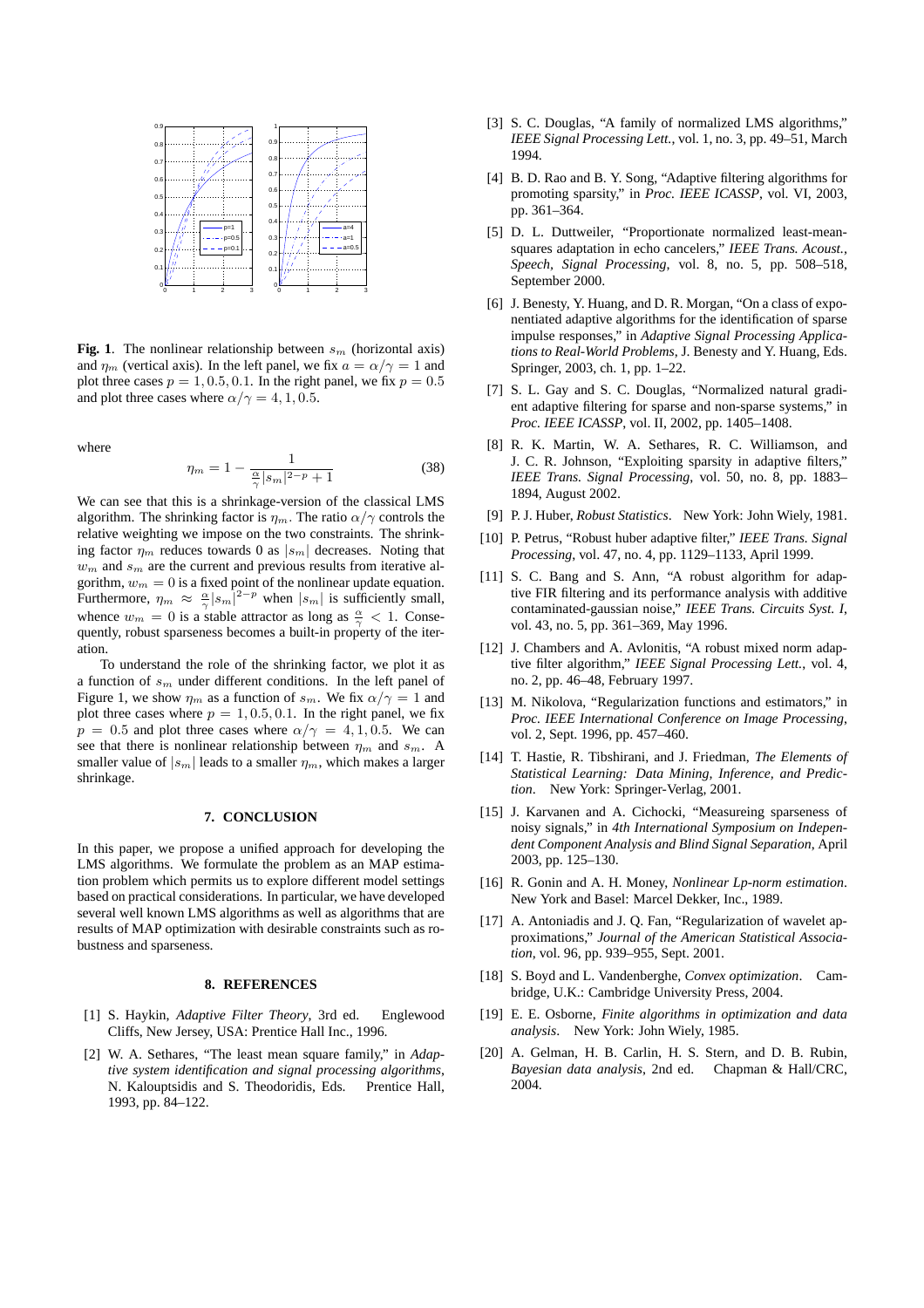0.9
0.8
0.7
0.6
0.5
0.4
0.3
0.2
0.1
0
0 1 2 3
p=1
p=0.5
p=0.1

1
0.9
0.8
0.7
0.6
0.5
0.4
0.3
0.2
0.1
0
0 1 2 3
a=4
a=1
a=0.5

**Fig. 1**. The nonlinear relationship between $s_m$ (horizontal axis) and $\eta_m$ (vertical axis). In the left panel, we fix $a = \alpha/\gamma = 1$ and plot three cases $p = 1, 0.5, 0.1$. In the right panel, we fix $p = 0.5$ and plot three cases where $\alpha/\gamma = 4, 1, 0.5$.

where

$$\eta_m = 1 - \frac{1}{\frac{\alpha}{\gamma}|s_m|^{2-p} + 1} \tag{38}$$

We can see that this is a shrinkage-version of the classical LMS algorithm. The shrinking factor is $\eta_m$. The ratio $\alpha/\gamma$ controls the relative weighting we impose on the two constraints. The shrinking factor $\eta_m$ reduces towards 0 as $|s_m|$ decreases. Noting that $w_m$ and $s_m$ are the current and previous results from iterative algorithm, $w_m = 0$ is a fixed point of the nonlinear update equation. Furthermore, $\eta_m \approx \frac{\alpha}{\gamma}|s_m|^{2-p}$ when $|s_m|$ is sufficiently small, whence $w_m = 0$ is a stable attractor as long as $\frac{\alpha}{\gamma} < 1$. Consequently, robust sparseness becomes a built-in property of the iteration.

To understand the role of the shrinking factor, we plot it as a function of $s_m$ under different conditions. In the left panel of Figure 1, we show $\eta_m$ as a function of $s_m$. We fix $\alpha/\gamma = 1$ and plot three cases where $p = 1, 0.5, 0.1$. In the right panel, we fix $p = 0.5$ and plot three cases where $\alpha/\gamma = 4, 1, 0.5$. We can see that there is nonlinear relationship between $\eta_m$ and $s_m$. A smaller value of $|s_m|$ leads to a smaller $\eta_m$, which makes a larger shrinkage.

## 7. CONCLUSION

In this paper, we propose a unified approach for developing the LMS algorithms. We formulate the problem as an MAP estimation problem which permits us to explore different model settings based on practical considerations. In particular, we have developed several well known LMS algorithms as well as algorithms that are results of MAP optimization with desirable constraints such as robustness and sparseness.

## 8. REFERENCES

[1] S. Haykin, *Adaptive Filter Theory*, 3rd ed. Englewood Cliffs, New Jersey, USA: Prentice Hall Inc., 1996.

[2] W. A. Sethares, "The least mean square family," in *Adaptive system identification and signal processing algorithms*, N. Kalouptsidis and S. Theodoridis, Eds. Prentice Hall, 1993, pp. 84–122.

[3] S. C. Douglas, "A family of normalized LMS algorithms," *IEEE Signal Processing Lett.*, vol. 1, no. 3, pp. 49–51, March 1994.

[4] B. D. Rao and B. Y. Song, "Adaptive filtering algorithms for promoting sparsity," in *Proc. IEEE ICASSP*, vol. VI, 2003, pp. 361–364.

[5] D. L. Duttweiler, "Proportionate normalized least-mean-squares adaptation in echo cancelers," *IEEE Trans. Acoust., Speech, Signal Processing*, vol. 8, no. 5, pp. 508–518, September 2000.

[6] J. Benesty, Y. Huang, and D. R. Morgan, "On a class of exponentiated adaptive algorithms for the identification of sparse impulse responses," in *Adaptive Signal Processing Applications to Real-World Problems*, J. Benesty and Y. Huang, Eds. Springer, 2003, ch. 1, pp. 1–22.

[7] S. L. Gay and S. C. Douglas, "Normalized natural gradient adaptive filtering for sparse and non-sparse systems," in *Proc. IEEE ICASSP*, vol. II, 2002, pp. 1405–1408.

[8] R. K. Martin, W. A. Sethares, R. C. Williamson, and J. C. R. Johnson, "Exploiting sparsity in adaptive filters," *IEEE Trans. Signal Processing*, vol. 50, no. 8, pp. 1883–1894, August 2002.

[9] P. J. Huber, *Robust Statistics*. New York: John Wiely, 1981.

[10] P. Petrus, "Robust huber adaptive filter," *IEEE Trans. Signal Processing*, vol. 47, no. 4, pp. 1129–1133, April 1999.

[11] S. C. Bang and S. Ann, "A robust algorithm for adaptive FIR filtering and its performance analysis with additive contaminated-gaussian noise," *IEEE Trans. Circuits Syst. I*, vol. 43, no. 5, pp. 361–369, May 1996.

[12] J. Chambers and A. Avlonitis, "A robust mixed norm adaptive filter algorithm," *IEEE Signal Processing Lett.*, vol. 4, no. 2, pp. 46–48, February 1997.

[13] M. Nikolova, "Regularization functions and estimators," in *Proc. IEEE International Conference on Image Processing*, vol. 2, Sept. 1996, pp. 457–460.

[14] T. Hastie, R. Tibshirani, and J. Friedman, *The Elements of Statistical Learning: Data Mining, Inference, and Prediction*. New York: Springer-Verlag, 2001.

[15] J. Karvanen and A. Cichocki, "Measureing sparseness of noisy signals," in *4th International Symposium on Independent Component Analysis and Blind Signal Separation*, April 2003, pp. 125–130.

[16] R. Gonin and A. H. Money, *Nonlinear Lp-norm estimation*. New York and Basel: Marcel Dekker, Inc., 1989.

[17] A. Antoniadis and J. Q. Fan, "Regularization of wavelet approximations," *Journal of the American Statistical Association*, vol. 96, pp. 939–955, Sept. 2001.

[18] S. Boyd and L. Vandenberghe, *Convex optimization*. Cambridge, U.K.: Cambridge University Press, 2004.

[19] E. E. Osborne, *Finite algorithms in optimization and data analysis*. New York: John Wiely, 1985.

[20] A. Gelman, H. B. Carlin, H. S. Stern, and D. B. Rubin, *Bayesian data analysis*, 2nd ed. Chapman & Hall/CRC, 2004.